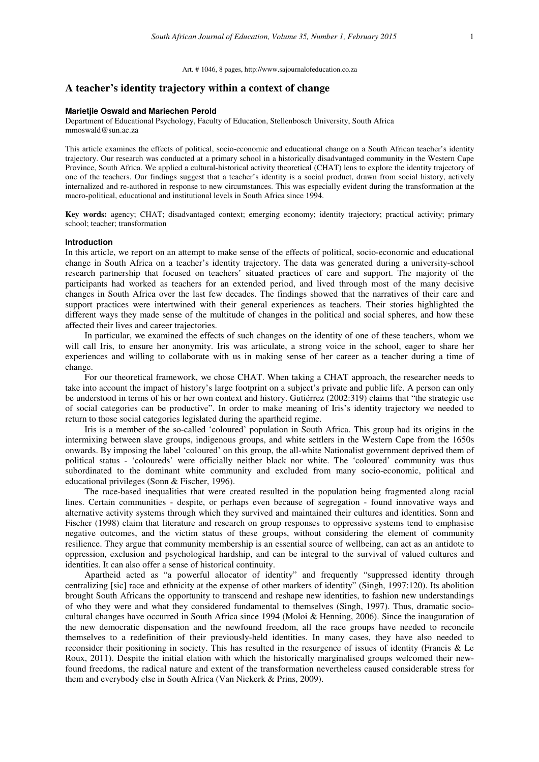Art. # 1046, 8 pages, http://www.sajournalofeducation.co.za

# A teacher's identity trajectory within a context of change

**Marietjie Oswald and Mariechen Perold**

Department of Educational Psychology, Faculty of Education, Stellenbosch University, South Africa
mmoswald@sun.ac.za

This article examines the effects of political, socio-economic and educational change on a South African teacher's identity trajectory. Our research was conducted at a primary school in a historically disadvantaged community in the Western Cape Province, South Africa. We applied a cultural-historical activity theoretical (CHAT) lens to explore the identity trajectory of one of the teachers. Our findings suggest that a teacher's identity is a social product, drawn from social history, actively internalized and re-authored in response to new circumstances. This was especially evident during the transformation at the macro-political, educational and institutional levels in South Africa since 1994.

**Key words:** agency; CHAT; disadvantaged context; emerging economy; identity trajectory; practical activity; primary school; teacher; transformation

## Introduction

In this article, we report on an attempt to make sense of the effects of political, socio-economic and educational change in South Africa on a teacher's identity trajectory. The data was generated during a university-school research partnership that focused on teachers' situated practices of care and support. The majority of the participants had worked as teachers for an extended period, and lived through most of the many decisive changes in South Africa over the last few decades. The findings showed that the narratives of their care and support practices were intertwined with their general experiences as teachers. Their stories highlighted the different ways they made sense of the multitude of changes in the political and social spheres, and how these affected their lives and career trajectories.

In particular, we examined the effects of such changes on the identity of one of these teachers, whom we will call Iris, to ensure her anonymity. Iris was articulate, a strong voice in the school, eager to share her experiences and willing to collaborate with us in making sense of her career as a teacher during a time of change.

For our theoretical framework, we chose CHAT. When taking a CHAT approach, the researcher needs to take into account the impact of history's large footprint on a subject's private and public life. A person can only be understood in terms of his or her own context and history. Gutiérrez (2002:319) claims that "the strategic use of social categories can be productive". In order to make meaning of Iris's identity trajectory we needed to return to those social categories legislated during the apartheid regime.

Iris is a member of the so-called 'coloured' population in South Africa. This group had its origins in the intermixing between slave groups, indigenous groups, and white settlers in the Western Cape from the 1650s onwards. By imposing the label 'coloured' on this group, the all-white Nationalist government deprived them of political status - 'coloureds' were officially neither black nor white. The 'coloured' community was thus subordinated to the dominant white community and excluded from many socio-economic, political and educational privileges (Sonn & Fischer, 1996).

The race-based inequalities that were created resulted in the population being fragmented along racial lines. Certain communities - despite, or perhaps even because of segregation - found innovative ways and alternative activity systems through which they survived and maintained their cultures and identities. Sonn and Fischer (1998) claim that literature and research on group responses to oppressive systems tend to emphasise negative outcomes, and the victim status of these groups, without considering the element of community resilience. They argue that community membership is an essential source of wellbeing, can act as an antidote to oppression, exclusion and psychological hardship, and can be integral to the survival of valued cultures and identities. It can also offer a sense of historical continuity.

Apartheid acted as "a powerful allocator of identity" and frequently "suppressed identity through centralizing [sic] race and ethnicity at the expense of other markers of identity" (Singh, 1997:120). Its abolition brought South Africans the opportunity to transcend and reshape new identities, to fashion new understandings of who they were and what they considered fundamental to themselves (Singh, 1997). Thus, dramatic socio-cultural changes have occurred in South Africa since 1994 (Moloi & Henning, 2006). Since the inauguration of the new democratic dispensation and the newfound freedom, all the race groups have needed to reconcile themselves to a redefinition of their previously-held identities. In many cases, they have also needed to reconsider their positioning in society. This has resulted in the resurgence of issues of identity (Francis & Le Roux, 2011). Despite the initial elation with which the historically marginalised groups welcomed their new-found freedoms, the radical nature and extent of the transformation nevertheless caused considerable stress for them and everybody else in South Africa (Van Niekerk & Prins, 2009).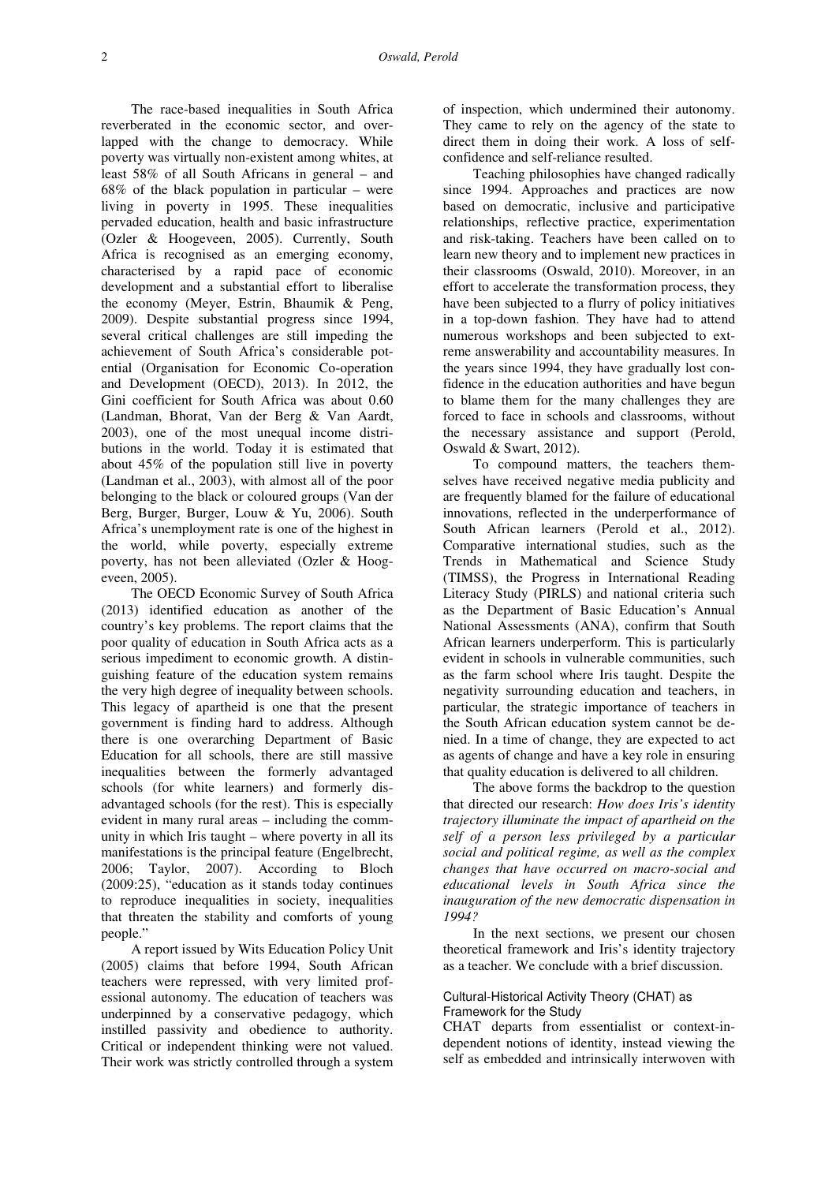The race-based inequalities in South Africa reverberated in the economic sector, and overlapped with the change to democracy. While poverty was virtually non-existent among whites, at least 58% of all South Africans in general – and 68% of the black population in particular – were living in poverty in 1995. These inequalities pervaded education, health and basic infrastructure (Ozler & Hoogeveen, 2005). Currently, South Africa is recognised as an emerging economy, characterised by a rapid pace of economic development and a substantial effort to liberalise the economy (Meyer, Estrin, Bhaumik & Peng, 2009). Despite substantial progress since 1994, several critical challenges are still impeding the achievement of South Africa's considerable potential (Organisation for Economic Co-operation and Development (OECD), 2013). In 2012, the Gini coefficient for South Africa was about 0.60 (Landman, Bhorat, Van der Berg & Van Aardt, 2003), one of the most unequal income distributions in the world. Today it is estimated that about 45% of the population still live in poverty (Landman et al., 2003), with almost all of the poor belonging to the black or coloured groups (Van der Berg, Burger, Burger, Louw & Yu, 2006). South Africa's unemployment rate is one of the highest in the world, while poverty, especially extreme poverty, has not been alleviated (Ozler & Hoogeveen, 2005).

The OECD Economic Survey of South Africa (2013) identified education as another of the country's key problems. The report claims that the poor quality of education in South Africa acts as a serious impediment to economic growth. A distinguishing feature of the education system remains the very high degree of inequality between schools. This legacy of apartheid is one that the present government is finding hard to address. Although there is one overarching Department of Basic Education for all schools, there are still massive inequalities between the formerly advantaged schools (for white learners) and formerly disadvantaged schools (for the rest). This is especially evident in many rural areas – including the community in which Iris taught – where poverty in all its manifestations is the principal feature (Engelbrecht, 2006; Taylor, 2007). According to Bloch (2009:25), "education as it stands today continues to reproduce inequalities in society, inequalities that threaten the stability and comforts of young people."

A report issued by Wits Education Policy Unit (2005) claims that before 1994, South African teachers were repressed, with very limited professional autonomy. The education of teachers was underpinned by a conservative pedagogy, which instilled passivity and obedience to authority. Critical or independent thinking were not valued. Their work was strictly controlled through a system of inspection, which undermined their autonomy. They came to rely on the agency of the state to direct them in doing their work. A loss of self-confidence and self-reliance resulted.

Teaching philosophies have changed radically since 1994. Approaches and practices are now based on democratic, inclusive and participative relationships, reflective practice, experimentation and risk-taking. Teachers have been called on to learn new theory and to implement new practices in their classrooms (Oswald, 2010). Moreover, in an effort to accelerate the transformation process, they have been subjected to a flurry of policy initiatives in a top-down fashion. They have had to attend numerous workshops and been subjected to extreme answerability and accountability measures. In the years since 1994, they have gradually lost confidence in the education authorities and have begun to blame them for the many challenges they are forced to face in schools and classrooms, without the necessary assistance and support (Perold, Oswald & Swart, 2012).

To compound matters, the teachers themselves have received negative media publicity and are frequently blamed for the failure of educational innovations, reflected in the underperformance of South African learners (Perold et al., 2012). Comparative international studies, such as the Trends in Mathematical and Science Study (TIMSS), the Progress in International Reading Literacy Study (PIRLS) and national criteria such as the Department of Basic Education's Annual National Assessments (ANA), confirm that South African learners underperform. This is particularly evident in schools in vulnerable communities, such as the farm school where Iris taught. Despite the negativity surrounding education and teachers, in particular, the strategic importance of teachers in the South African education system cannot be denied. In a time of change, they are expected to act as agents of change and have a key role in ensuring that quality education is delivered to all children.

The above forms the backdrop to the question that directed our research: *How does Iris's identity trajectory illuminate the impact of apartheid on the self of a person less privileged by a particular social and political regime, as well as the complex changes that have occurred on macro-social and educational levels in South Africa since the inauguration of the new democratic dispensation in 1994?*

In the next sections, we present our chosen theoretical framework and Iris's identity trajectory as a teacher. We conclude with a brief discussion.

## Cultural-Historical Activity Theory (CHAT) as Framework for the Study

CHAT departs from essentialist or context-independent notions of identity, instead viewing the self as embedded and intrinsically interwoven with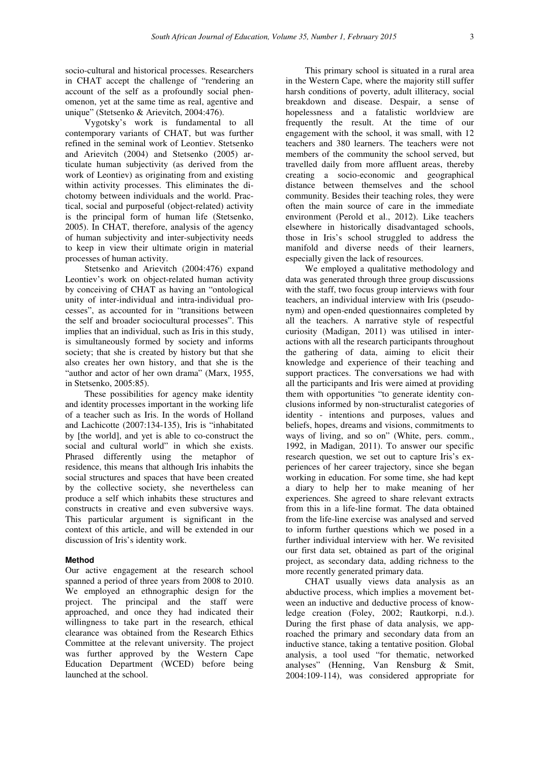socio-cultural and historical processes. Researchers in CHAT accept the challenge of "rendering an account of the self as a profoundly social phenomenon, yet at the same time as real, agentive and unique" (Stetsenko & Arievitch, 2004:476).

Vygotsky's work is fundamental to all contemporary variants of CHAT, but was further refined in the seminal work of Leontiev. Stetsenko and Arievitch (2004) and Stetsenko (2005) articulate human subjectivity (as derived from the work of Leontiev) as originating from and existing within activity processes. This eliminates the dichotomy between individuals and the world. Practical, social and purposeful (object-related) activity is the principal form of human life (Stetsenko, 2005). In CHAT, therefore, analysis of the agency of human subjectivity and inter-subjectivity needs to keep in view their ultimate origin in material processes of human activity.

Stetsenko and Arievitch (2004:476) expand Leontiev's work on object-related human activity by conceiving of CHAT as having an "ontological unity of inter-individual and intra-individual processes", as accounted for in "transitions between the self and broader sociocultural processes". This implies that an individual, such as Iris in this study, is simultaneously formed by society and informs society; that she is created by history but that she also creates her own history, and that she is the "author and actor of her own drama" (Marx, 1955, in Stetsenko, 2005:85).

These possibilities for agency make identity and identity processes important in the working life of a teacher such as Iris. In the words of Holland and Lachicotte (2007:134-135), Iris is "inhabitated by [the world], and yet is able to co-construct the social and cultural world" in which she exists. Phrased differently using the metaphor of residence, this means that although Iris inhabits the social structures and spaces that have been created by the collective society, she nevertheless can produce a self which inhabits these structures and constructs in creative and even subversive ways. This particular argument is significant in the context of this article, and will be extended in our discussion of Iris's identity work.

**Method**

Our active engagement at the research school spanned a period of three years from 2008 to 2010. We employed an ethnographic design for the project. The principal and the staff were approached, and once they had indicated their willingness to take part in the research, ethical clearance was obtained from the Research Ethics Committee at the relevant university. The project was further approved by the Western Cape Education Department (WCED) before being launched at the school.

This primary school is situated in a rural area in the Western Cape, where the majority still suffer harsh conditions of poverty, adult illiteracy, social breakdown and disease. Despair, a sense of hopelessness and a fatalistic worldview are frequently the result. At the time of our engagement with the school, it was small, with 12 teachers and 380 learners. The teachers were not members of the community the school served, but travelled daily from more affluent areas, thereby creating a socio-economic and geographical distance between themselves and the school community. Besides their teaching roles, they were often the main source of care in the immediate environment (Perold et al., 2012). Like teachers elsewhere in historically disadvantaged schools, those in Iris's school struggled to address the manifold and diverse needs of their learners, especially given the lack of resources.

We employed a qualitative methodology and data was generated through three group discussions with the staff, two focus group interviews with four teachers, an individual interview with Iris (pseudonym) and open-ended questionnaires completed by all the teachers. A narrative style of respectful curiosity (Madigan, 2011) was utilised in interactions with all the research participants throughout the gathering of data, aiming to elicit their knowledge and experience of their teaching and support practices. The conversations we had with all the participants and Iris were aimed at providing them with opportunities "to generate identity conclusions informed by non-structuralist categories of identity - intentions and purposes, values and beliefs, hopes, dreams and visions, commitments to ways of living, and so on" (White, pers. comm., 1992, in Madigan, 2011). To answer our specific research question, we set out to capture Iris's experiences of her career trajectory, since she began working in education. For some time, she had kept a diary to help her to make meaning of her experiences. She agreed to share relevant extracts from this in a life-line format. The data obtained from the life-line exercise was analysed and served to inform further questions which we posed in a further individual interview with her. We revisited our first data set, obtained as part of the original project, as secondary data, adding richness to the more recently generated primary data.

CHAT usually views data analysis as an abductive process, which implies a movement between an inductive and deductive process of knowledge creation (Foley, 2002; Rautkorpi, n.d.). During the first phase of data analysis, we approached the primary and secondary data from an inductive stance, taking a tentative position. Global analysis, a tool used "for thematic, networked analyses" (Henning, Van Rensburg & Smit, 2004:109-114), was considered appropriate for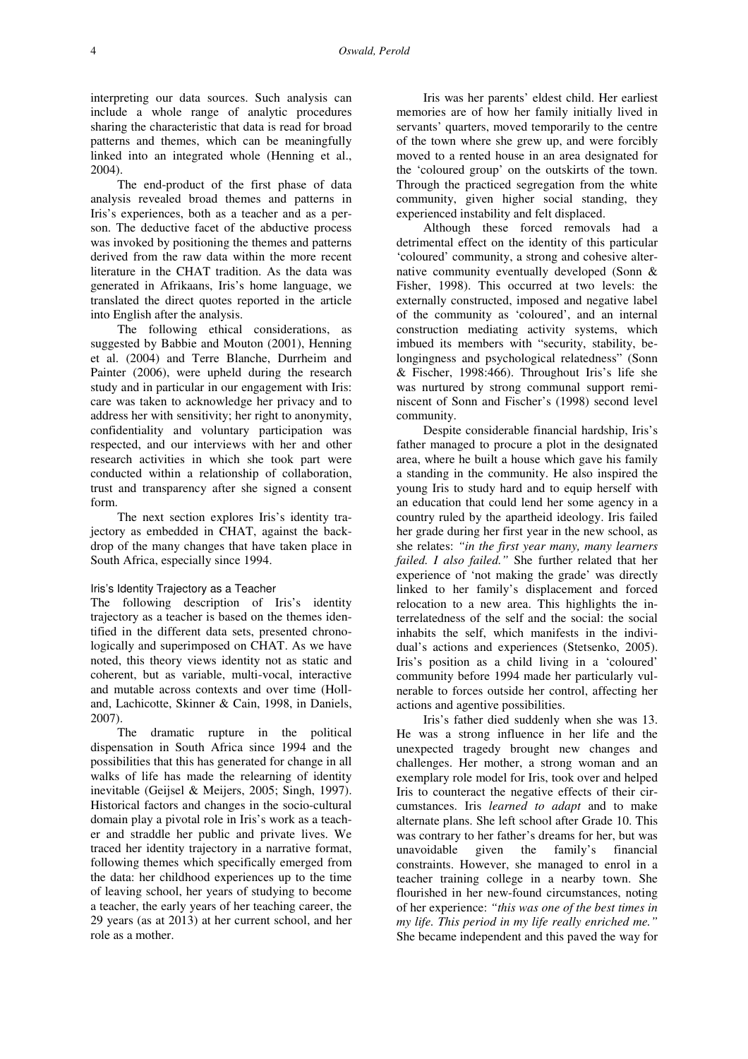interpreting our data sources. Such analysis can include a whole range of analytic procedures sharing the characteristic that data is read for broad patterns and themes, which can be meaningfully linked into an integrated whole (Henning et al., 2004).

The end-product of the first phase of data analysis revealed broad themes and patterns in Iris's experiences, both as a teacher and as a person. The deductive facet of the abductive process was invoked by positioning the themes and patterns derived from the raw data within the more recent literature in the CHAT tradition. As the data was generated in Afrikaans, Iris's home language, we translated the direct quotes reported in the article into English after the analysis.

The following ethical considerations, as suggested by Babbie and Mouton (2001), Henning et al. (2004) and Terre Blanche, Durrheim and Painter (2006), were upheld during the research study and in particular in our engagement with Iris: care was taken to acknowledge her privacy and to address her with sensitivity; her right to anonymity, confidentiality and voluntary participation was respected, and our interviews with her and other research activities in which she took part were conducted within a relationship of collaboration, trust and transparency after she signed a consent form.

The next section explores Iris's identity trajectory as embedded in CHAT, against the backdrop of the many changes that have taken place in South Africa, especially since 1994.

### Iris's Identity Trajectory as a Teacher

The following description of Iris's identity trajectory as a teacher is based on the themes identified in the different data sets, presented chronologically and superimposed on CHAT. As we have noted, this theory views identity not as static and coherent, but as variable, multi-vocal, interactive and mutable across contexts and over time (Holland, Lachicotte, Skinner & Cain, 1998, in Daniels, 2007).

The dramatic rupture in the political dispensation in South Africa since 1994 and the possibilities that this has generated for change in all walks of life has made the relearning of identity inevitable (Geijsel & Meijers, 2005; Singh, 1997). Historical factors and changes in the socio-cultural domain play a pivotal role in Iris's work as a teacher and straddle her public and private lives. We traced her identity trajectory in a narrative format, following themes which specifically emerged from the data: her childhood experiences up to the time of leaving school, her years of studying to become a teacher, the early years of her teaching career, the 29 years (as at 2013) at her current school, and her role as a mother.

Iris was her parents' eldest child. Her earliest memories are of how her family initially lived in servants' quarters, moved temporarily to the centre of the town where she grew up, and were forcibly moved to a rented house in an area designated for the 'coloured group' on the outskirts of the town. Through the practiced segregation from the white community, given higher social standing, they experienced instability and felt displaced.

Although these forced removals had a detrimental effect on the identity of this particular 'coloured' community, a strong and cohesive alternative community eventually developed (Sonn & Fisher, 1998). This occurred at two levels: the externally constructed, imposed and negative label of the community as 'coloured', and an internal construction mediating activity systems, which imbued its members with "security, stability, belongingness and psychological relatedness" (Sonn & Fischer, 1998:466). Throughout Iris's life she was nurtured by strong communal support reminiscent of Sonn and Fischer's (1998) second level community.

Despite considerable financial hardship, Iris's father managed to procure a plot in the designated area, where he built a house which gave his family a standing in the community. He also inspired the young Iris to study hard and to equip herself with an education that could lend her some agency in a country ruled by the apartheid ideology. Iris failed her grade during her first year in the new school, as she relates: *"in the first year many, many learners failed. I also failed."* She further related that her experience of 'not making the grade' was directly linked to her family's displacement and forced relocation to a new area. This highlights the interrelatedness of the self and the social: the social inhabits the self, which manifests in the individual's actions and experiences (Stetsenko, 2005). Iris's position as a child living in a 'coloured' community before 1994 made her particularly vulnerable to forces outside her control, affecting her actions and agentive possibilities.

Iris's father died suddenly when she was 13. He was a strong influence in her life and the unexpected tragedy brought new changes and challenges. Her mother, a strong woman and an exemplary role model for Iris, took over and helped Iris to counteract the negative effects of their circumstances. Iris *learned to adapt* and to make alternate plans. She left school after Grade 10. This was contrary to her father's dreams for her, but was unavoidable given the family's financial constraints. However, she managed to enrol in a teacher training college in a nearby town. She flourished in her new-found circumstances, noting of her experience: *"this was one of the best times in my life. This period in my life really enriched me."* She became independent and this paved the way for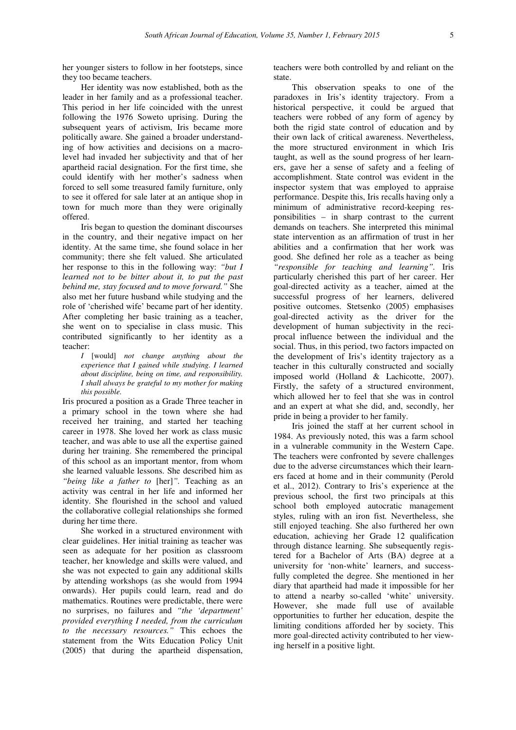her younger sisters to follow in her footsteps, since they too became teachers.

Her identity was now established, both as the leader in her family and as a professional teacher. This period in her life coincided with the unrest following the 1976 Soweto uprising. During the subsequent years of activism, Iris became more politically aware. She gained a broader understanding of how activities and decisions on a macro-level had invaded her subjectivity and that of her apartheid racial designation. For the first time, she could identify with her mother's sadness when forced to sell some treasured family furniture, only to see it offered for sale later at an antique shop in town for much more than they were originally offered.

Iris began to question the dominant discourses in the country, and their negative impact on her identity. At the same time, she found solace in her community; there she felt valued. She articulated her response to this in the following way: *"but I learned not to be bitter about it, to put the past behind me, stay focused and to move forward."* She also met her future husband while studying and the role of 'cherished wife' became part of her identity. After completing her basic training as a teacher, she went on to specialise in class music. This contributed significantly to her identity as a teacher:

> *I* [would] *not change anything about the experience that I gained while studying. I learned about discipline, being on time, and responsibility. I shall always be grateful to my mother for making this possible.*

Iris procured a position as a Grade Three teacher in a primary school in the town where she had received her training, and started her teaching career in 1978. She loved her work as class music teacher, and was able to use all the expertise gained during her training. She remembered the principal of this school as an important mentor, from whom she learned valuable lessons. She described him as *"being like a father to* [her]*"*. Teaching as an activity was central in her life and informed her identity. She flourished in the school and valued the collaborative collegial relationships she formed during her time there.

She worked in a structured environment with clear guidelines. Her initial training as teacher was seen as adequate for her position as classroom teacher, her knowledge and skills were valued, and she was not expected to gain any additional skills by attending workshops (as she would from 1994 onwards). Her pupils could learn, read and do mathematics. Routines were predictable, there were no surprises, no failures and *"the 'department' provided everything I needed, from the curriculum to the necessary resources."* This echoes the statement from the Wits Education Policy Unit (2005) that during the apartheid dispensation, teachers were both controlled by and reliant on the state.

This observation speaks to one of the paradoxes in Iris's identity trajectory. From a historical perspective, it could be argued that teachers were robbed of any form of agency by both the rigid state control of education and by their own lack of critical awareness. Nevertheless, the more structured environment in which Iris taught, as well as the sound progress of her learners, gave her a sense of safety and a feeling of accomplishment. State control was evident in the inspector system that was employed to appraise performance. Despite this, Iris recalls having only a minimum of administrative record-keeping responsibilities – in sharp contrast to the current demands on teachers. She interpreted this minimal state intervention as an affirmation of trust in her abilities and a confirmation that her work was good. She defined her role as a teacher as being *"responsible for teaching and learning"*. Iris particularly cherished this part of her career. Her goal-directed activity as a teacher, aimed at the successful progress of her learners, delivered positive outcomes. Stetsenko (2005) emphasises goal-directed activity as the driver for the development of human subjectivity in the reciprocal influence between the individual and the social. Thus, in this period, two factors impacted on the development of Iris's identity trajectory as a teacher in this culturally constructed and socially imposed world (Holland & Lachicotte, 2007). Firstly, the safety of a structured environment, which allowed her to feel that she was in control and an expert at what she did, and, secondly, her pride in being a provider to her family.

Iris joined the staff at her current school in 1984. As previously noted, this was a farm school in a vulnerable community in the Western Cape. The teachers were confronted by severe challenges due to the adverse circumstances which their learners faced at home and in their community (Perold et al., 2012). Contrary to Iris's experience at the previous school, the first two principals at this school both employed autocratic management styles, ruling with an iron fist. Nevertheless, she still enjoyed teaching. She also furthered her own education, achieving her Grade 12 qualification through distance learning. She subsequently registered for a Bachelor of Arts (BA) degree at a university for 'non-white' learners, and successfully completed the degree. She mentioned in her diary that apartheid had made it impossible for her to attend a nearby so-called 'white' university. However, she made full use of available opportunities to further her education, despite the limiting conditions afforded her by society. This more goal-directed activity contributed to her viewing herself in a positive light.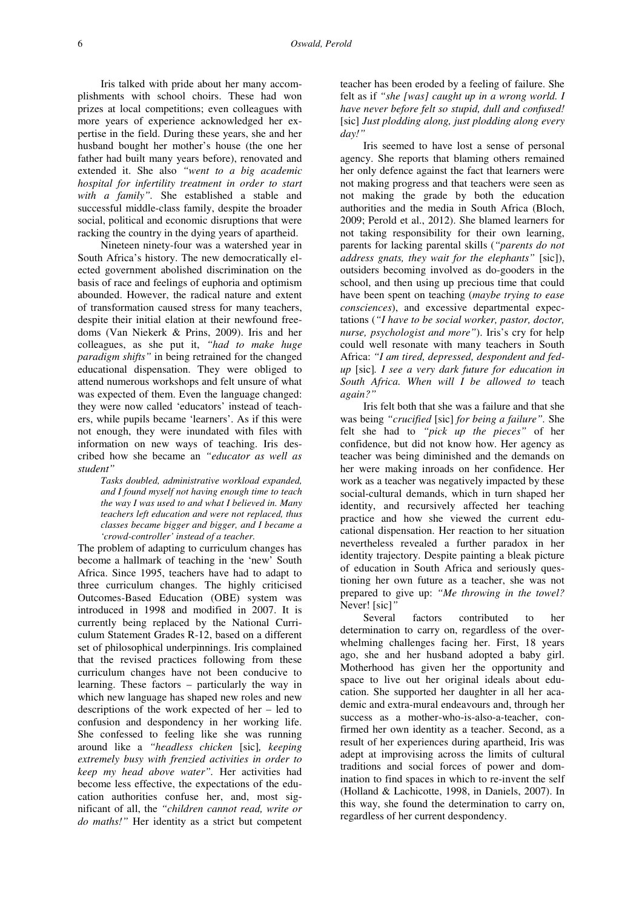Iris talked with pride about her many accomplishments with school choirs. These had won prizes at local competitions; even colleagues with more years of experience acknowledged her expertise in the field. During these years, she and her husband bought her mother's house (the one her father had built many years before), renovated and extended it. She also *"went to a big academic hospital for infertility treatment in order to start with a family"*. She established a stable and successful middle-class family, despite the broader social, political and economic disruptions that were racking the country in the dying years of apartheid.

Nineteen ninety-four was a watershed year in South Africa's history. The new democratically elected government abolished discrimination on the basis of race and feelings of euphoria and optimism abounded. However, the radical nature and extent of transformation caused stress for many teachers, despite their initial elation at their newfound freedoms (Van Niekerk & Prins, 2009). Iris and her colleagues, as she put it, *"had to make huge paradigm shifts"* in being retrained for the changed educational dispensation. They were obliged to attend numerous workshops and felt unsure of what was expected of them. Even the language changed: they were now called 'educators' instead of teachers, while pupils became 'learners'. As if this were not enough, they were inundated with files with information on new ways of teaching. Iris described how she became an *"educator as well as student"*

> *Tasks doubled, administrative workload expanded, and I found myself not having enough time to teach the way I was used to and what I believed in. Many teachers left education and were not replaced, thus classes became bigger and bigger, and I became a 'crowd-controller' instead of a teacher.*

The problem of adapting to curriculum changes has become a hallmark of teaching in the 'new' South Africa. Since 1995, teachers have had to adapt to three curriculum changes. The highly criticised Outcomes-Based Education (OBE) system was introduced in 1998 and modified in 2007. It is currently being replaced by the National Curriculum Statement Grades R-12, based on a different set of philosophical underpinnings. Iris complained that the revised practices following from these curriculum changes have not been conducive to learning. These factors – particularly the way in which new language has shaped new roles and new descriptions of the work expected of her – led to confusion and despondency in her working life. She confessed to feeling like she was running around like a *"headless chicken* [sic]*, keeping extremely busy with frenzied activities in order to keep my head above water"*. Her activities had become less effective, the expectations of the education authorities confuse her, and, most significant of all, the *"children cannot read, write or do maths!"* Her identity as a strict but competent teacher has been eroded by a feeling of failure. She felt as if *"she [was] caught up in a wrong world. I have never before felt so stupid, dull and confused!* [sic] *Just plodding along, just plodding along every day!"*

Iris seemed to have lost a sense of personal agency. She reports that blaming others remained her only defence against the fact that learners were not making progress and that teachers were seen as not making the grade by both the education authorities and the media in South Africa (Bloch, 2009; Perold et al., 2012). She blamed learners for not taking responsibility for their own learning, parents for lacking parental skills (*"parents do not address gnats, they wait for the elephants"* [sic]), outsiders becoming involved as do-gooders in the school, and then using up precious time that could have been spent on teaching (*maybe trying to ease consciences*), and excessive departmental expectations (*"I have to be social worker, pastor, doctor, nurse, psychologist and more"*). Iris's cry for help could well resonate with many teachers in South Africa: *"I am tired, depressed, despondent and fed-up* [sic]*. I see a very dark future for education in South Africa. When will I be allowed to* teach *again?"*

Iris felt both that she was a failure and that she was being *"crucified* [sic] *for being a failure"*. She felt she had to *"pick up the pieces"* of her confidence, but did not know how. Her agency as teacher was being diminished and the demands on her were making inroads on her confidence. Her work as a teacher was negatively impacted by these social-cultural demands, which in turn shaped her identity, and recursively affected her teaching practice and how she viewed the current educational dispensation. Her reaction to her situation nevertheless revealed a further paradox in her identity trajectory. Despite painting a bleak picture of education in South Africa and seriously questioning her own future as a teacher, she was not prepared to give up: *"Me throwing in the towel?* Never! [sic]*"*

Several factors contributed to her determination to carry on, regardless of the overwhelming challenges facing her. First, 18 years ago, she and her husband adopted a baby girl. Motherhood has given her the opportunity and space to live out her original ideals about education. She supported her daughter in all her academic and extra-mural endeavours and, through her success as a mother-who-is-also-a-teacher, confirmed her own identity as a teacher. Second, as a result of her experiences during apartheid, Iris was adept at improvising across the limits of cultural traditions and social forces of power and domination to find spaces in which to re-invent the self (Holland & Lachicotte, 1998, in Daniels, 2007). In this way, she found the determination to carry on, regardless of her current despondency.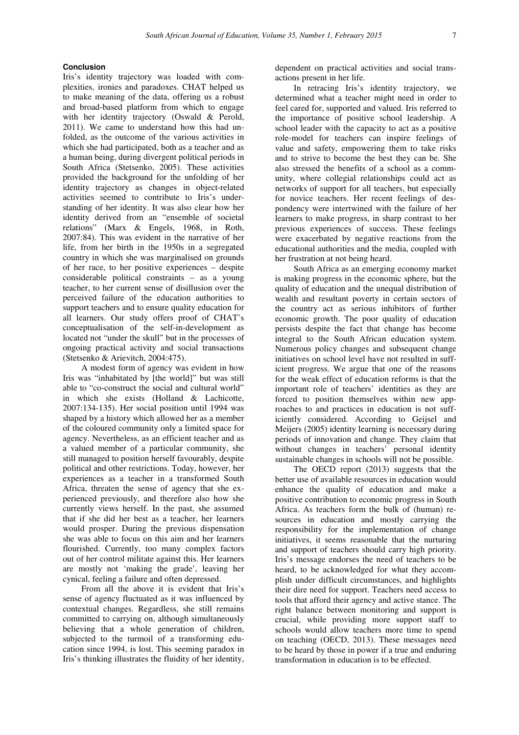## Conclusion

Iris's identity trajectory was loaded with complexities, ironies and paradoxes. CHAT helped us to make meaning of the data, offering us a robust and broad-based platform from which to engage with her identity trajectory (Oswald & Perold, 2011). We came to understand how this had unfolded, as the outcome of the various activities in which she had participated, both as a teacher and as a human being, during divergent political periods in South Africa (Stetsenko, 2005). These activities provided the background for the unfolding of her identity trajectory as changes in object-related activities seemed to contribute to Iris's understanding of her identity. It was also clear how her identity derived from an "ensemble of societal relations" (Marx & Engels, 1968, in Roth, 2007:84). This was evident in the narrative of her life, from her birth in the 1950s in a segregated country in which she was marginalised on grounds of her race, to her positive experiences – despite considerable political constraints – as a young teacher, to her current sense of disillusion over the perceived failure of the education authorities to support teachers and to ensure quality education for all learners. Our study offers proof of CHAT's conceptualisation of the self-in-development as located not "under the skull" but in the processes of ongoing practical activity and social transactions (Stetsenko & Arievitch, 2004:475).

A modest form of agency was evident in how Iris was "inhabitated by [the world]" but was still able to "co-construct the social and cultural world" in which she exists (Holland & Lachicotte, 2007:134-135). Her social position until 1994 was shaped by a history which allowed her as a member of the coloured community only a limited space for agency. Nevertheless, as an efficient teacher and as a valued member of a particular community, she still managed to position herself favourably, despite political and other restrictions. Today, however, her experiences as a teacher in a transformed South Africa, threaten the sense of agency that she experienced previously, and therefore also how she currently views herself. In the past, she assumed that if she did her best as a teacher, her learners would prosper. During the previous dispensation she was able to focus on this aim and her learners flourished. Currently, too many complex factors out of her control militate against this. Her learners are mostly not 'making the grade', leaving her cynical, feeling a failure and often depressed.

From all the above it is evident that Iris's sense of agency fluctuated as it was influenced by contextual changes. Regardless, she still remains committed to carrying on, although simultaneously believing that a whole generation of children, subjected to the turmoil of a transforming education since 1994, is lost. This seeming paradox in Iris's thinking illustrates the fluidity of her identity, dependent on practical activities and social transactions present in her life.

In retracing Iris's identity trajectory, we determined what a teacher might need in order to feel cared for, supported and valued. Iris referred to the importance of positive school leadership. A school leader with the capacity to act as a positive role-model for teachers can inspire feelings of value and safety, empowering them to take risks and to strive to become the best they can be. She also stressed the benefits of a school as a community, where collegial relationships could act as networks of support for all teachers, but especially for novice teachers. Her recent feelings of despondency were intertwined with the failure of her learners to make progress, in sharp contrast to her previous experiences of success. These feelings were exacerbated by negative reactions from the educational authorities and the media, coupled with her frustration at not being heard.

South Africa as an emerging economy market is making progress in the economic sphere, but the quality of education and the unequal distribution of wealth and resultant poverty in certain sectors of the country act as serious inhibitors of further economic growth. The poor quality of education persists despite the fact that change has become integral to the South African education system. Numerous policy changes and subsequent change initiatives on school level have not resulted in sufficient progress. We argue that one of the reasons for the weak effect of education reforms is that the important role of teachers' identities as they are forced to position themselves within new approaches to and practices in education is not sufficiently considered. According to Geijsel and Meijers (2005) identity learning is necessary during periods of innovation and change. They claim that without changes in teachers' personal identity sustainable changes in schools will not be possible.

The OECD report (2013) suggests that the better use of available resources in education would enhance the quality of education and make a positive contribution to economic progress in South Africa. As teachers form the bulk of (human) resources in education and mostly carrying the responsibility for the implementation of change initiatives, it seems reasonable that the nurturing and support of teachers should carry high priority. Iris's message endorses the need of teachers to be heard, to be acknowledged for what they accomplish under difficult circumstances, and highlights their dire need for support. Teachers need access to tools that afford their agency and active stance. The right balance between monitoring and support is crucial, while providing more support staff to schools would allow teachers more time to spend on teaching (OECD, 2013). These messages need to be heard by those in power if a true and enduring transformation in education is to be effected.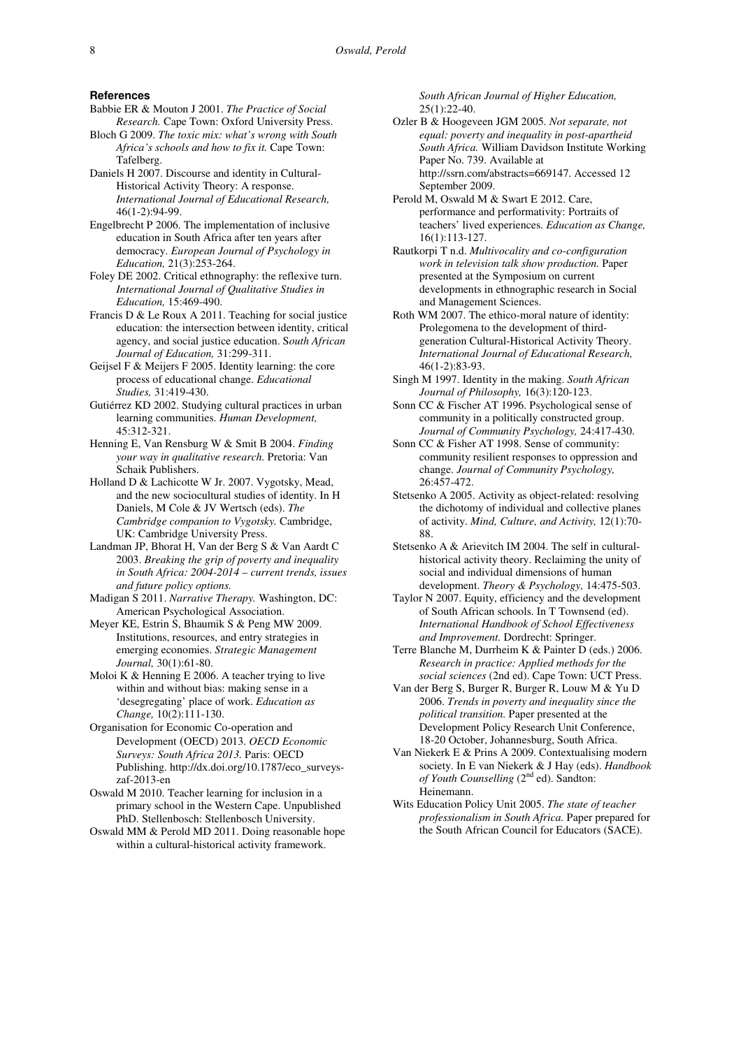## References

Babbie ER & Mouton J 2001. *The Practice of Social Research.* Cape Town: Oxford University Press.

Bloch G 2009. *The toxic mix: what's wrong with South Africa's schools and how to fix it.* Cape Town: Tafelberg.

Daniels H 2007. Discourse and identity in Cultural-Historical Activity Theory: A response. *International Journal of Educational Research,* 46(1-2):94-99.

Engelbrecht P 2006. The implementation of inclusive education in South Africa after ten years after democracy. *European Journal of Psychology in Education,* 21(3):253-264.

Foley DE 2002. Critical ethnography: the reflexive turn. *International Journal of Qualitative Studies in Education,* 15:469-490.

Francis D & Le Roux A 2011. Teaching for social justice education: the intersection between identity, critical agency, and social justice education. *South African Journal of Education,* 31:299-311.

Geijsel F & Meijers F 2005. Identity learning: the core process of educational change. *Educational Studies,* 31:419-430.

Gutiérrez KD 2002. Studying cultural practices in urban learning communities. *Human Development,* 45:312-321.

Henning E, Van Rensburg W & Smit B 2004. *Finding your way in qualitative research.* Pretoria: Van Schaik Publishers.

Holland D & Lachicotte W Jr. 2007. Vygotsky, Mead, and the new sociocultural studies of identity. In H Daniels, M Cole & JV Wertsch (eds). *The Cambridge companion to Vygotsky.* Cambridge, UK: Cambridge University Press.

Landman JP, Bhorat H, Van der Berg S & Van Aardt C 2003. *Breaking the grip of poverty and inequality in South Africa: 2004-2014 – current trends, issues and future policy options.*

Madigan S 2011. *Narrative Therapy.* Washington, DC: American Psychological Association.

Meyer KE, Estrin S, Bhaumik S & Peng MW 2009. Institutions, resources, and entry strategies in emerging economies. *Strategic Management Journal,* 30(1):61-80.

Moloi K & Henning E 2006. A teacher trying to live within and without bias: making sense in a 'desegregating' place of work. *Education as Change,* 10(2):111-130.

Organisation for Economic Co-operation and Development (OECD) 2013. *OECD Economic Surveys: South Africa 2013.* Paris: OECD Publishing. http://dx.doi.org/10.1787/eco_surveys-zaf-2013-en

Oswald M 2010. Teacher learning for inclusion in a primary school in the Western Cape. Unpublished PhD. Stellenbosch: Stellenbosch University.

Oswald MM & Perold MD 2011. Doing reasonable hope within a cultural-historical activity framework. *South African Journal of Higher Education,* 25(1):22-40.

Ozler B & Hoogeveen JGM 2005. *Not separate, not equal: poverty and inequality in post-apartheid South Africa.* William Davidson Institute Working Paper No. 739. Available at http://ssrn.com/abstracts=669147. Accessed 12 September 2009.

Perold M, Oswald M & Swart E 2012. Care, performance and performativity: Portraits of teachers' lived experiences. *Education as Change,* 16(1):113-127.

Rautkorpi T n.d. *Multivocality and co-configuration work in television talk show production.* Paper presented at the Symposium on current developments in ethnographic research in Social and Management Sciences.

Roth WM 2007. The ethico-moral nature of identity: Prolegomena to the development of third-generation Cultural-Historical Activity Theory. *International Journal of Educational Research,* 46(1-2):83-93.

Singh M 1997. Identity in the making. *South African Journal of Philosophy,* 16(3):120-123.

Sonn CC & Fischer AT 1996. Psychological sense of community in a politically constructed group. *Journal of Community Psychology,* 24:417-430.

Sonn CC & Fisher AT 1998. Sense of community: community resilient responses to oppression and change. *Journal of Community Psychology,* 26:457-472.

Stetsenko A 2005. Activity as object-related: resolving the dichotomy of individual and collective planes of activity. *Mind, Culture, and Activity,* 12(1):70-88.

Stetsenko A & Arievitch IM 2004. The self in cultural-historical activity theory. Reclaiming the unity of social and individual dimensions of human development. *Theory & Psychology,* 14:475-503.

Taylor N 2007. Equity, efficiency and the development of South African schools. In T Townsend (ed). *International Handbook of School Effectiveness and Improvement.* Dordrecht: Springer.

Terre Blanche M, Durrheim K & Painter D (eds.) 2006. *Research in practice: Applied methods for the social sciences* (2nd ed). Cape Town: UCT Press.

Van der Berg S, Burger R, Burger R, Louw M & Yu D 2006. *Trends in poverty and inequality since the political transition.* Paper presented at the Development Policy Research Unit Conference, 18-20 October, Johannesburg, South Africa.

Van Niekerk E & Prins A 2009. Contextualising modern society. In E van Niekerk & J Hay (eds). *Handbook of Youth Counselling* (2nd ed). Sandton: Heinemann.

Wits Education Policy Unit 2005. *The state of teacher professionalism in South Africa.* Paper prepared for the South African Council for Educators (SACE).